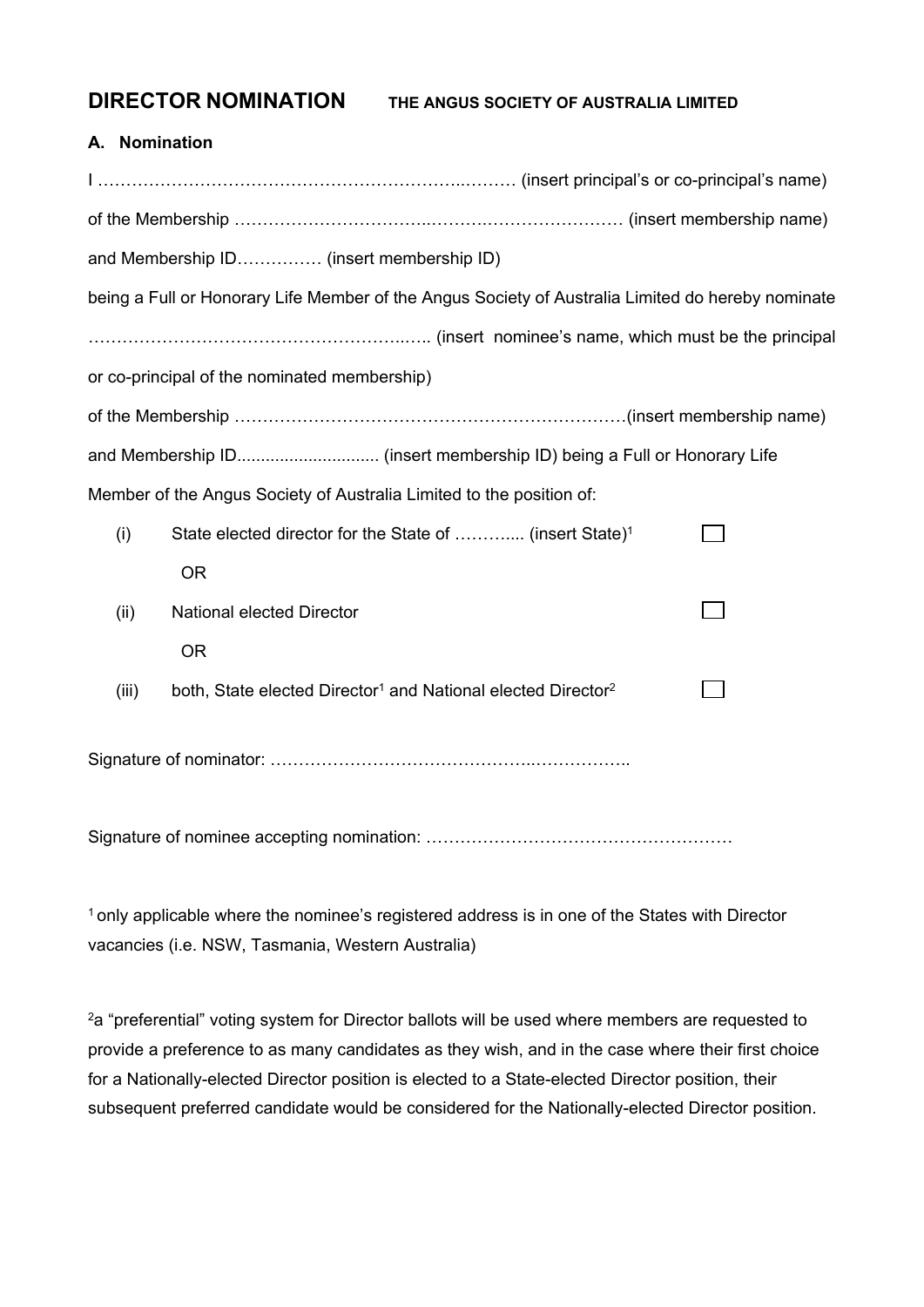# DIRECTOR NOMINATION THE ANGUS SOCIETY OF AUSTRALIA LIMITED

## A. Nomination

I …………………………………………………………..……… (insert principal's or co-principal's name)

of the Membership ……………………………..…….……………………… (insert membership name)

and Membership ID…………… (insert membership ID)

being a Full or Honorary Life Member of the Angus Society of Australia Limited do hereby nominate

…………………………………………………..….. (insert nominee's name, which must be the principal or co-principal of the nominated membership)

of the Membership ……………………………………………………………(insert membership name)

and Membership ID............................. (insert membership ID) being a Full or Honorary Life Member of the Angus Society of Australia Limited to the position of:

(i) State elected director for the State of ………... (insert State)[1] ☐

OR

(ii) National elected Director ☐

OR

(iii) both, State elected Director[1] and National elected Director[2] ☐

Signature of nominator: ………………………………………..……………..

Signature of nominee accepting nomination: ………………………………………………

[1] only applicable where the nominee's registered address is in one of the States with Director vacancies (i.e. NSW, Tasmania, Western Australia)

[2] a "preferential" voting system for Director ballots will be used where members are requested to provide a preference to as many candidates as they wish, and in the case where their first choice for a Nationally-elected Director position is elected to a State-elected Director position, their subsequent preferred candidate would be considered for the Nationally-elected Director position.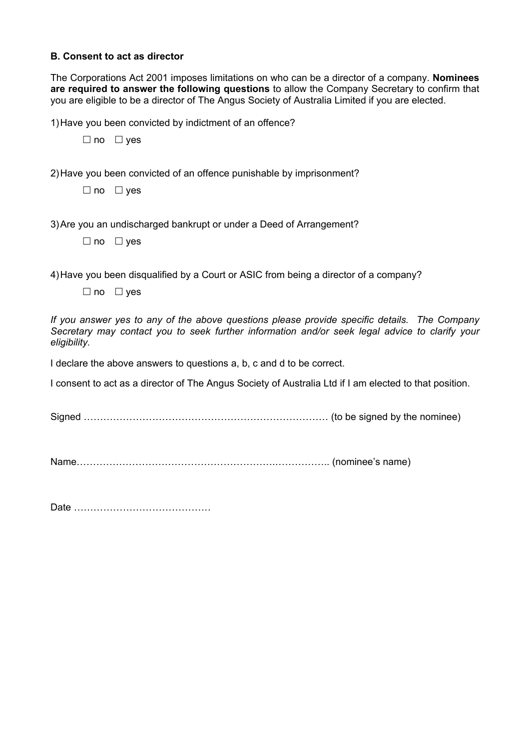**B. Consent to act as director**

The Corporations Act 2001 imposes limitations on who can be a director of a company. **Nominees are required to answer the following questions** to allow the Company Secretary to confirm that you are eligible to be a director of The Angus Society of Australia Limited if you are elected.

1) Have you been convicted by indictment of an offence?

☐ no ☐ yes

2) Have you been convicted of an offence punishable by imprisonment?

☐ no ☐ yes

3) Are you an undischarged bankrupt or under a Deed of Arrangement?

☐ no ☐ yes

4) Have you been disqualified by a Court or ASIC from being a director of a company?

☐ no ☐ yes

*If you answer yes to any of the above questions please provide specific details. The Company Secretary may contact you to seek further information and/or seek legal advice to clarify your eligibility.*

I declare the above answers to questions a, b, c and d to be correct.

I consent to act as a director of The Angus Society of Australia Ltd if I am elected to that position.

Signed ………………………………………………………………… (to be signed by the nominee)

Name…………………………………………………….…………….. (nominee's name)

Date ……………………………………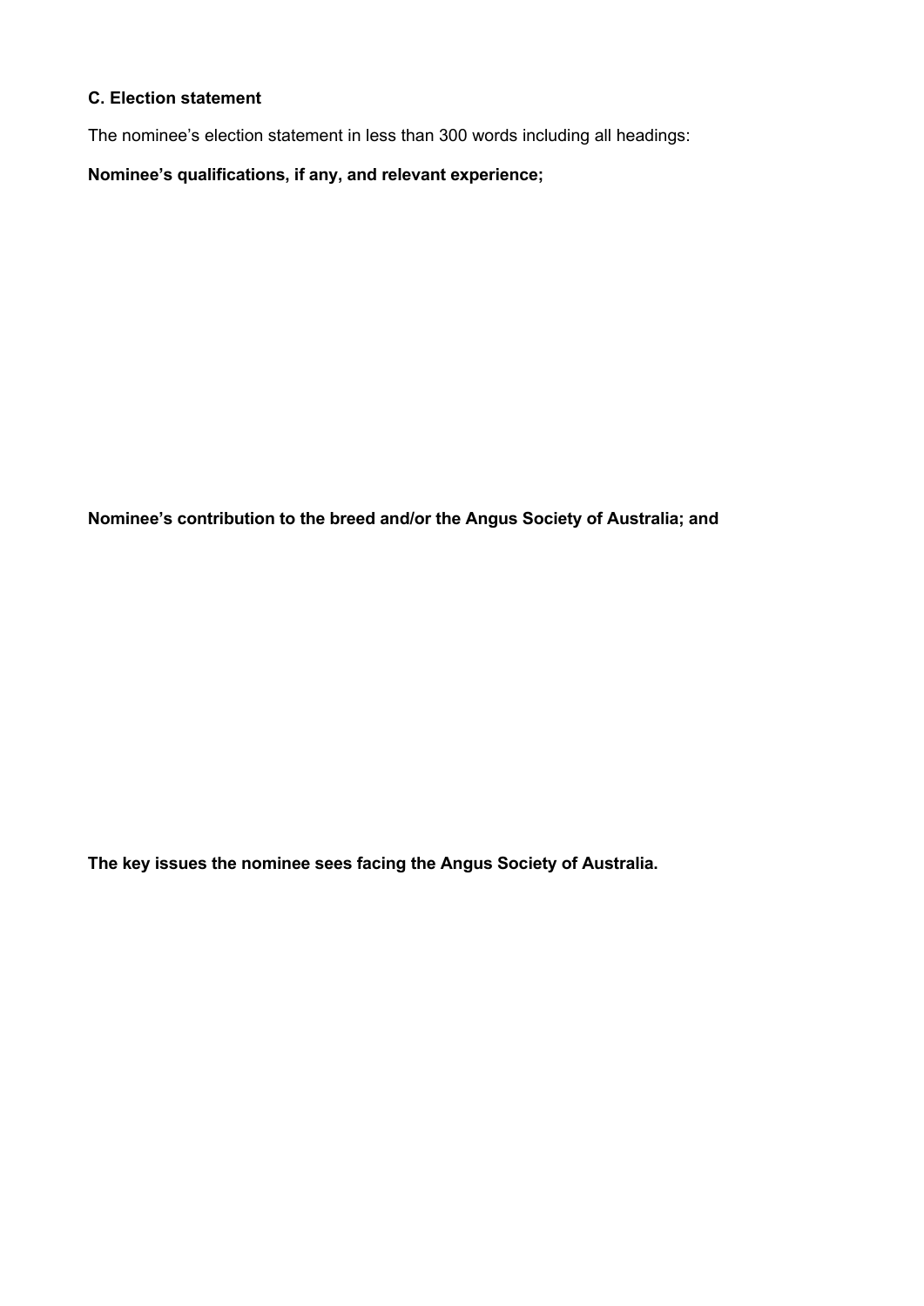**C. Election statement**

The nominee's election statement in less than 300 words including all headings:

**Nominee's qualifications, if any, and relevant experience;**

**Nominee's contribution to the breed and/or the Angus Society of Australia; and**

**The key issues the nominee sees facing the Angus Society of Australia.**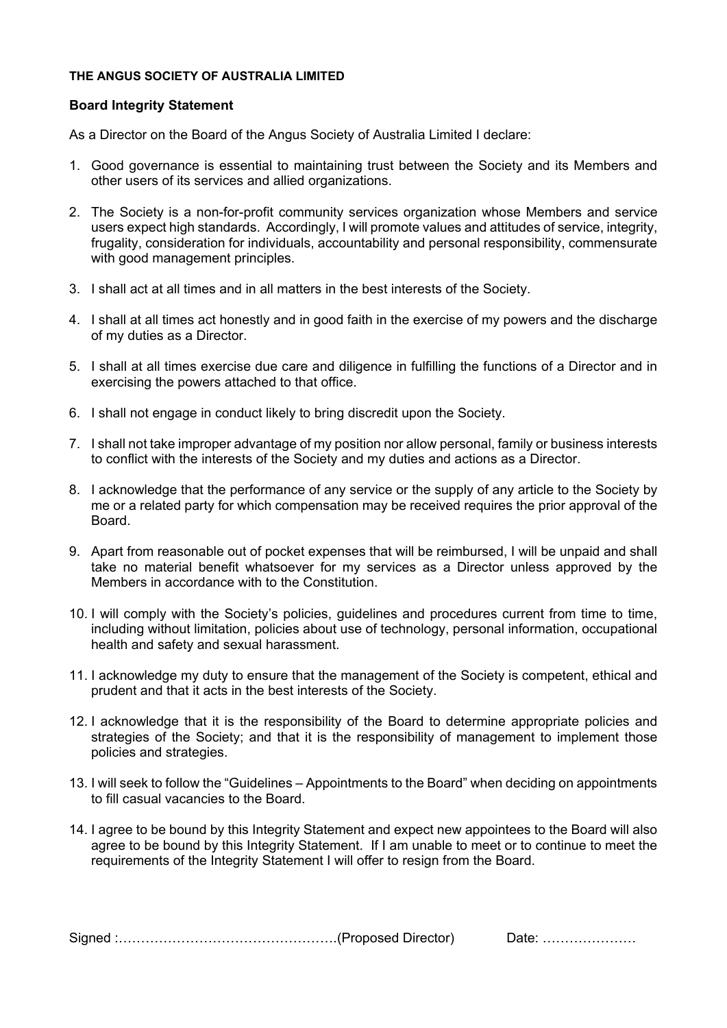**THE ANGUS SOCIETY OF AUSTRALIA LIMITED**

**Board Integrity Statement**

As a Director on the Board of the Angus Society of Australia Limited I declare:

1. Good governance is essential to maintaining trust between the Society and its Members and other users of its services and allied organizations.
2. The Society is a non-for-profit community services organization whose Members and service users expect high standards. Accordingly, I will promote values and attitudes of service, integrity, frugality, consideration for individuals, accountability and personal responsibility, commensurate with good management principles.
3. I shall act at all times and in all matters in the best interests of the Society.
4. I shall at all times act honestly and in good faith in the exercise of my powers and the discharge of my duties as a Director.
5. I shall at all times exercise due care and diligence in fulfilling the functions of a Director and in exercising the powers attached to that office.
6. I shall not engage in conduct likely to bring discredit upon the Society.
7. I shall not take improper advantage of my position nor allow personal, family or business interests to conflict with the interests of the Society and my duties and actions as a Director.
8. I acknowledge that the performance of any service or the supply of any article to the Society by me or a related party for which compensation may be received requires the prior approval of the Board.
9. Apart from reasonable out of pocket expenses that will be reimbursed, I will be unpaid and shall take no material benefit whatsoever for my services as a Director unless approved by the Members in accordance with to the Constitution.
10. I will comply with the Society's policies, guidelines and procedures current from time to time, including without limitation, policies about use of technology, personal information, occupational health and safety and sexual harassment.
11. I acknowledge my duty to ensure that the management of the Society is competent, ethical and prudent and that it acts in the best interests of the Society.
12. I acknowledge that it is the responsibility of the Board to determine appropriate policies and strategies of the Society; and that it is the responsibility of management to implement those policies and strategies.
13. I will seek to follow the "Guidelines – Appointments to the Board" when deciding on appointments to fill casual vacancies to the Board.
14. I agree to be bound by this Integrity Statement and expect new appointees to the Board will also agree to be bound by this Integrity Statement. If I am unable to meet or to continue to meet the requirements of the Integrity Statement I will offer to resign from the Board.

Signed :………………………………………….(Proposed Director) Date: …………………